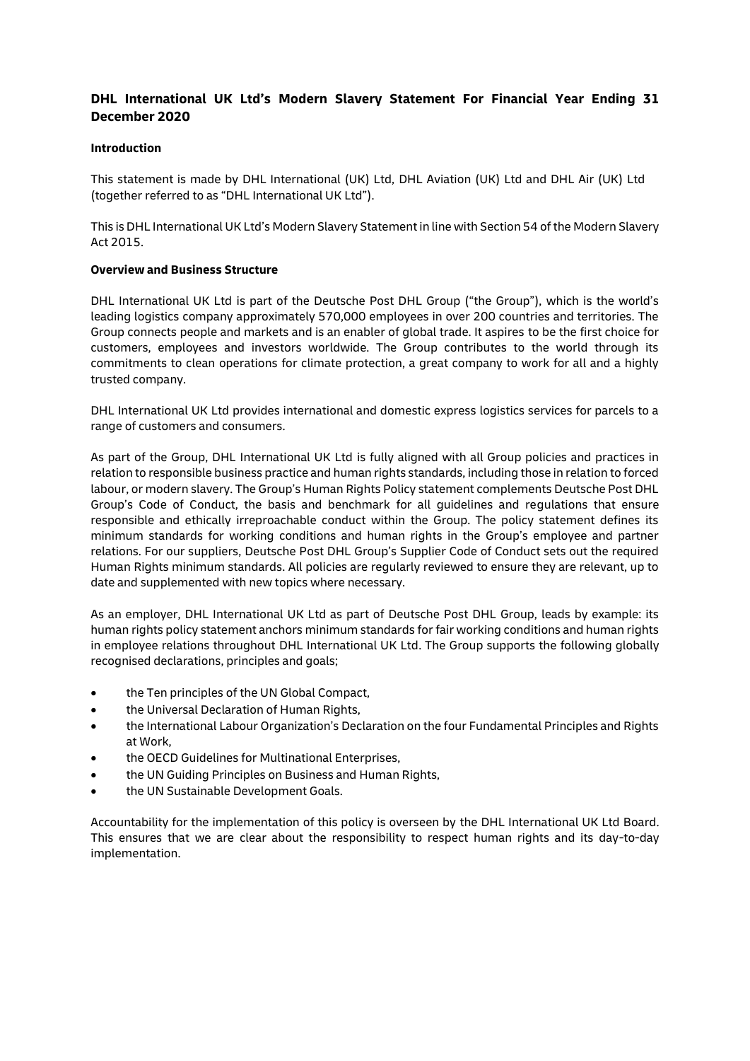# DHL International UK Ltd's Modern Slavery Statement For Financial Year Ending 31 December 2020

## Introduction

This statement is made by DHL International (UK) Ltd, DHL Aviation (UK) Ltd and DHL Air (UK) Ltd (together referred to as "DHL International UK Ltd").

This is DHL International UK Ltd's Modern Slavery Statement in line with Section 54 of the Modern Slavery Act 2015.

## Overview and Business Structure

DHL International UK Ltd is part of the Deutsche Post DHL Group ("the Group"), which is the world's leading logistics company approximately 570,000 employees in over 200 countries and territories. The Group connects people and markets and is an enabler of global trade. It aspires to be the first choice for customers, employees and investors worldwide. The Group contributes to the world through its commitments to clean operations for climate protection, a great company to work for all and a highly trusted company.

DHL International UK Ltd provides international and domestic express logistics services for parcels to a range of customers and consumers.

As part of the Group, DHL International UK Ltd is fully aligned with all Group policies and practices in relation to responsible business practice and human rights standards, including those in relation to forced labour, or modern slavery. The Group's Human Rights Policy statement complements Deutsche Post DHL Group's Code of Conduct, the basis and benchmark for all guidelines and regulations that ensure responsible and ethically irreproachable conduct within the Group. The policy statement defines its minimum standards for working conditions and human rights in the Group's employee and partner relations. For our suppliers, Deutsche Post DHL Group's Supplier Code of Conduct sets out the required Human Rights minimum standards. All policies are regularly reviewed to ensure they are relevant, up to date and supplemented with new topics where necessary.

As an employer, DHL International UK Ltd as part of Deutsche Post DHL Group, leads by example: its human rights policy statement anchors minimum standards for fair working conditions and human rights in employee relations throughout DHL International UK Ltd. The Group supports the following globally recognised declarations, principles and goals;

- the Ten principles of the UN Global Compact,
- the Universal Declaration of Human Rights,
- the International Labour Organization's Declaration on the four Fundamental Principles and Rights at Work,
- the OECD Guidelines for Multinational Enterprises,
- the UN Guiding Principles on Business and Human Rights,
- the UN Sustainable Development Goals.

Accountability for the implementation of this policy is overseen by the DHL International UK Ltd Board. This ensures that we are clear about the responsibility to respect human rights and its day-to-day implementation.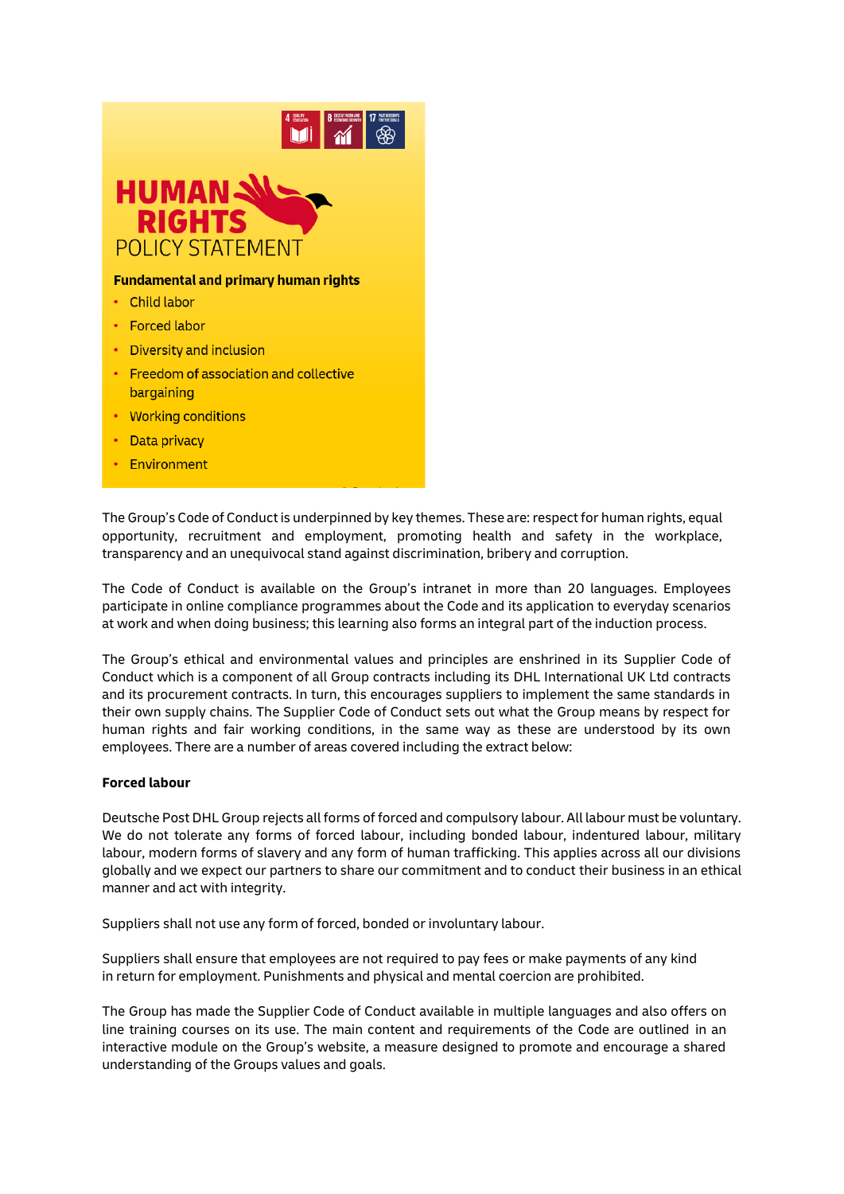HUMAN RIGHTS
POLICY STATEMENT

**Fundamental and primary human rights**

- Child labor
- Forced labor
- Diversity and inclusion
- Freedom of association and collective bargaining
- Working conditions
- Data privacy
- Environment

The Group's Code of Conduct is underpinned by key themes. These are: respect for human rights, equal opportunity, recruitment and employment, promoting health and safety in the workplace, transparency and an unequivocal stand against discrimination, bribery and corruption.

The Code of Conduct is available on the Group's intranet in more than 20 languages. Employees participate in online compliance programmes about the Code and its application to everyday scenarios at work and when doing business; this learning also forms an integral part of the induction process.

The Group's ethical and environmental values and principles are enshrined in its Supplier Code of Conduct which is a component of all Group contracts including its DHL International UK Ltd contracts and its procurement contracts. In turn, this encourages suppliers to implement the same standards in their own supply chains. The Supplier Code of Conduct sets out what the Group means by respect for human rights and fair working conditions, in the same way as these are understood by its own employees. There are a number of areas covered including the extract below:

**Forced labour**

Deutsche Post DHL Group rejects all forms of forced and compulsory labour. All labour must be voluntary. We do not tolerate any forms of forced labour, including bonded labour, indentured labour, military labour, modern forms of slavery and any form of human trafficking. This applies across all our divisions globally and we expect our partners to share our commitment and to conduct their business in an ethical manner and act with integrity.

Suppliers shall not use any form of forced, bonded or involuntary labour.

Suppliers shall ensure that employees are not required to pay fees or make payments of any kind in return for employment. Punishments and physical and mental coercion are prohibited.

The Group has made the Supplier Code of Conduct available in multiple languages and also offers on line training courses on its use. The main content and requirements of the Code are outlined in an interactive module on the Group's website, a measure designed to promote and encourage a shared understanding of the Groups values and goals.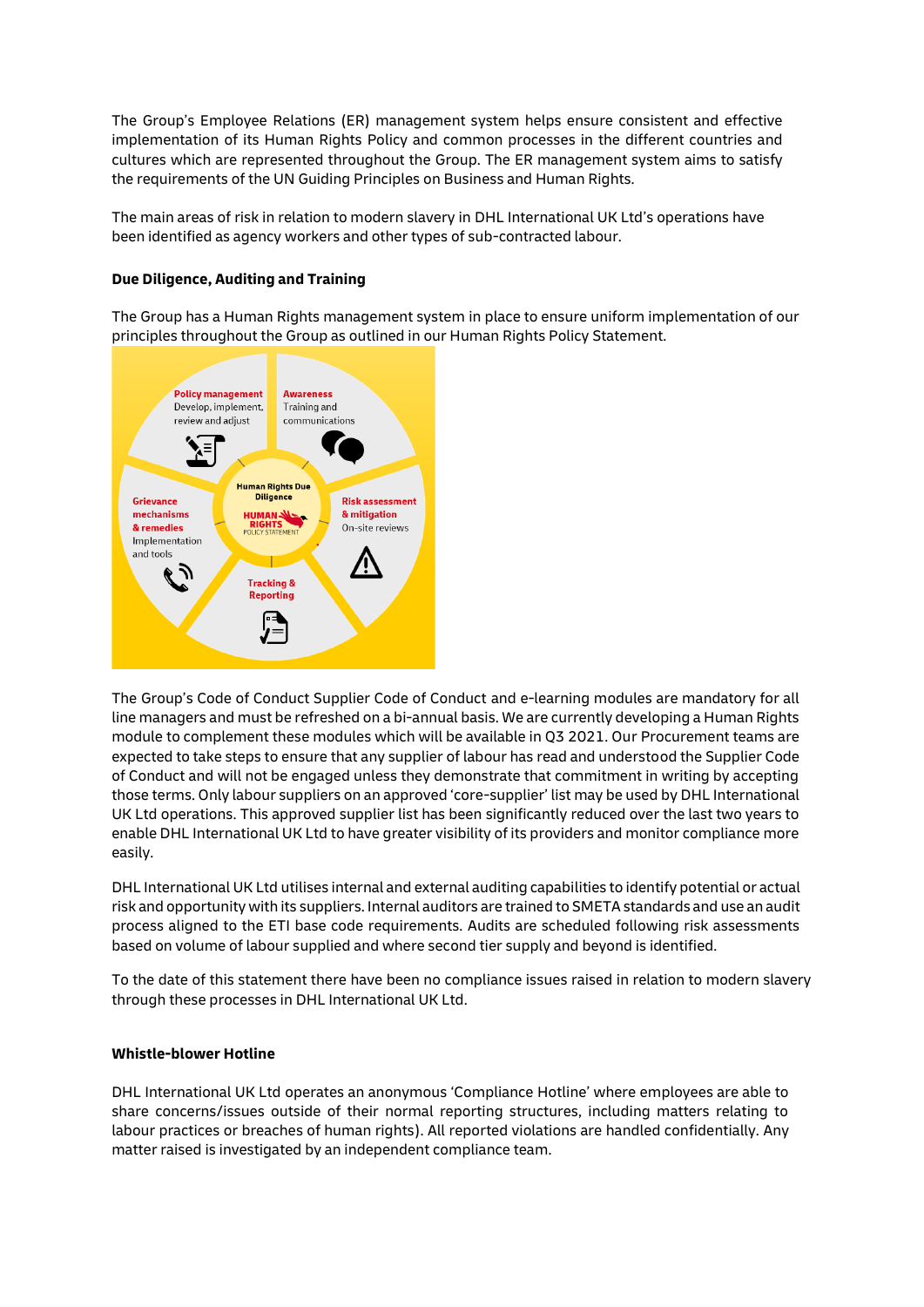The Group's Employee Relations (ER) management system helps ensure consistent and effective implementation of its Human Rights Policy and common processes in the different countries and cultures which are represented throughout the Group. The ER management system aims to satisfy the requirements of the UN Guiding Principles on Business and Human Rights.

The main areas of risk in relation to modern slavery in DHL International UK Ltd's operations have been identified as agency workers and other types of sub-contracted labour.

**Due Diligence, Auditing and Training**

The Group has a Human Rights management system in place to ensure uniform implementation of our principles throughout the Group as outlined in our Human Rights Policy Statement.

Human Rights Due Diligence
HUMAN RIGHTS POLICY STATEMENT

Policy management
Develop, implement, review and adjust

Awareness
Training and communications

Risk assessment & mitigation
On-site reviews

Tracking & Reporting

Grievance mechanisms & remedies
Implementation and tools

The Group's Code of Conduct Supplier Code of Conduct and e-learning modules are mandatory for all line managers and must be refreshed on a bi-annual basis. We are currently developing a Human Rights module to complement these modules which will be available in Q3 2021. Our Procurement teams are expected to take steps to ensure that any supplier of labour has read and understood the Supplier Code of Conduct and will not be engaged unless they demonstrate that commitment in writing by accepting those terms. Only labour suppliers on an approved 'core-supplier' list may be used by DHL International UK Ltd operations. This approved supplier list has been significantly reduced over the last two years to enable DHL International UK Ltd to have greater visibility of its providers and monitor compliance more easily.

DHL International UK Ltd utilises internal and external auditing capabilities to identify potential or actual risk and opportunity with its suppliers. Internal auditors are trained to SMETA standards and use an audit process aligned to the ETI base code requirements. Audits are scheduled following risk assessments based on volume of labour supplied and where second tier supply and beyond is identified.

To the date of this statement there have been no compliance issues raised in relation to modern slavery through these processes in DHL International UK Ltd.

**Whistle-blower Hotline**

DHL International UK Ltd operates an anonymous 'Compliance Hotline' where employees are able to share concerns/issues outside of their normal reporting structures, including matters relating to labour practices or breaches of human rights). All reported violations are handled confidentially. Any matter raised is investigated by an independent compliance team.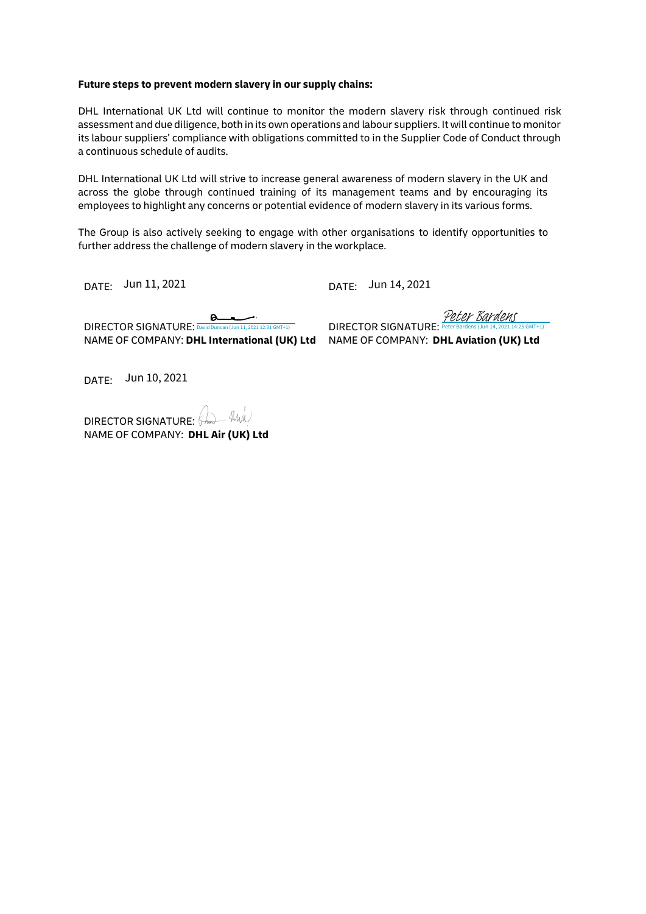**Future steps to prevent modern slavery in our supply chains:**

DHL International UK Ltd will continue to monitor the modern slavery risk through continued risk assessment and due diligence, both in its own operations and labour suppliers. It will continue to monitor its labour suppliers' compliance with obligations committed to in the Supplier Code of Conduct through a continuous schedule of audits.

DHL International UK Ltd will strive to increase general awareness of modern slavery in the UK and across the globe through continued training of its management teams and by encouraging its employees to highlight any concerns or potential evidence of modern slavery in its various forms.

The Group is also actively seeking to engage with other organisations to identify opportunities to further address the challenge of modern slavery in the workplace.

DATE: Jun 11, 2021

DIRECTOR SIGNATURE: David Duncan (Jun 11, 2021 12:31 GMT+1)

NAME OF COMPANY: **DHL International (UK) Ltd**

DATE: Jun 14, 2021

DIRECTOR SIGNATURE: Peter Bardens (Jun 14, 2021 14:25 GMT+1)

NAME OF COMPANY: **DHL Aviation (UK) Ltd**

DATE: Jun 10, 2021

DIRECTOR SIGNATURE:

NAME OF COMPANY: **DHL Air (UK) Ltd**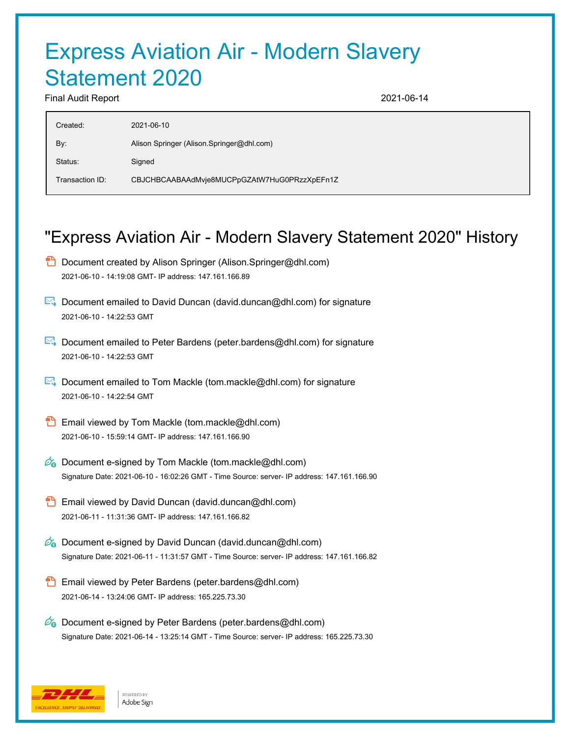# Express Aviation Air - Modern Slavery Statement 2020

Final Audit Report 2021-06-14

| | |
|---|---|
| Created: | 2021-06-10 |
| By: | Alison Springer (Alison.Springer@dhl.com) |
| Status: | Signed |
| Transaction ID: | CBJCHBCAABAAdMvje8MUCPpGZAtW7HuG0PRzzXpEFn1Z |

## "Express Aviation Air - Modern Slavery Statement 2020" History

- Document created by Alison Springer (Alison.Springer@dhl.com)
  2021-06-10 - 14:19:08 GMT- IP address: 147.161.166.89

- Document emailed to David Duncan (david.duncan@dhl.com) for signature
  2021-06-10 - 14:22:53 GMT

- Document emailed to Peter Bardens (peter.bardens@dhl.com) for signature
  2021-06-10 - 14:22:53 GMT

- Document emailed to Tom Mackle (tom.mackle@dhl.com) for signature
  2021-06-10 - 14:22:54 GMT

- Email viewed by Tom Mackle (tom.mackle@dhl.com)
  2021-06-10 - 15:59:14 GMT- IP address: 147.161.166.90

- Document e-signed by Tom Mackle (tom.mackle@dhl.com)
  Signature Date: 2021-06-10 - 16:02:26 GMT - Time Source: server- IP address: 147.161.166.90

- Email viewed by David Duncan (david.duncan@dhl.com)
  2021-06-11 - 11:31:36 GMT- IP address: 147.161.166.82

- Document e-signed by David Duncan (david.duncan@dhl.com)
  Signature Date: 2021-06-11 - 11:31:57 GMT - Time Source: server- IP address: 147.161.166.82

- Email viewed by Peter Bardens (peter.bardens@dhl.com)
  2021-06-14 - 13:24:06 GMT- IP address: 165.225.73.30

- Document e-signed by Peter Bardens (peter.bardens@dhl.com)
  Signature Date: 2021-06-14 - 13:25:14 GMT - Time Source: server- IP address: 165.225.73.30

DHL EXCELLENCE. SIMPLY DELIVERED. | POWERED BY Adobe Sign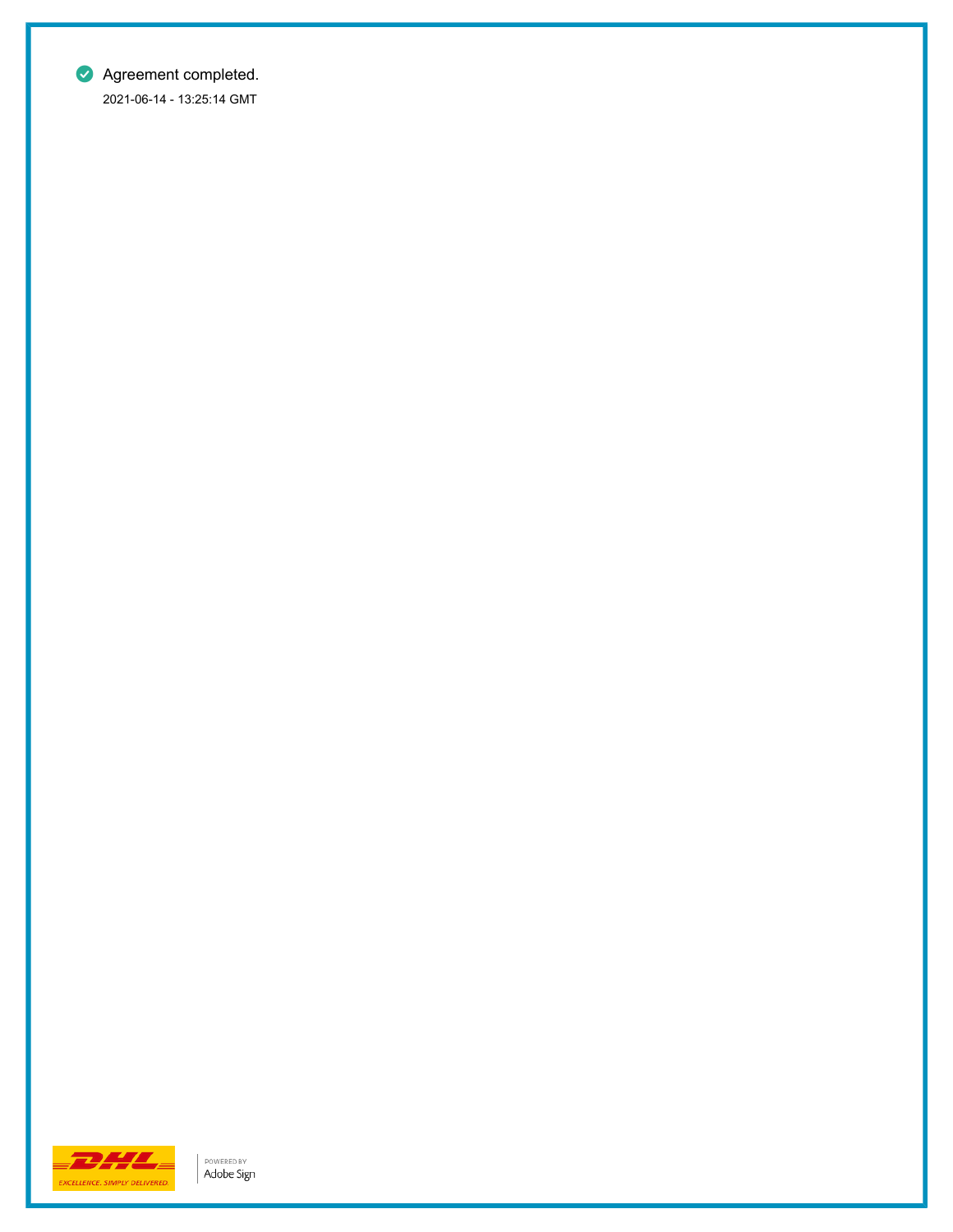Agreement completed.

2021-06-14 - 13:25:14 GMT